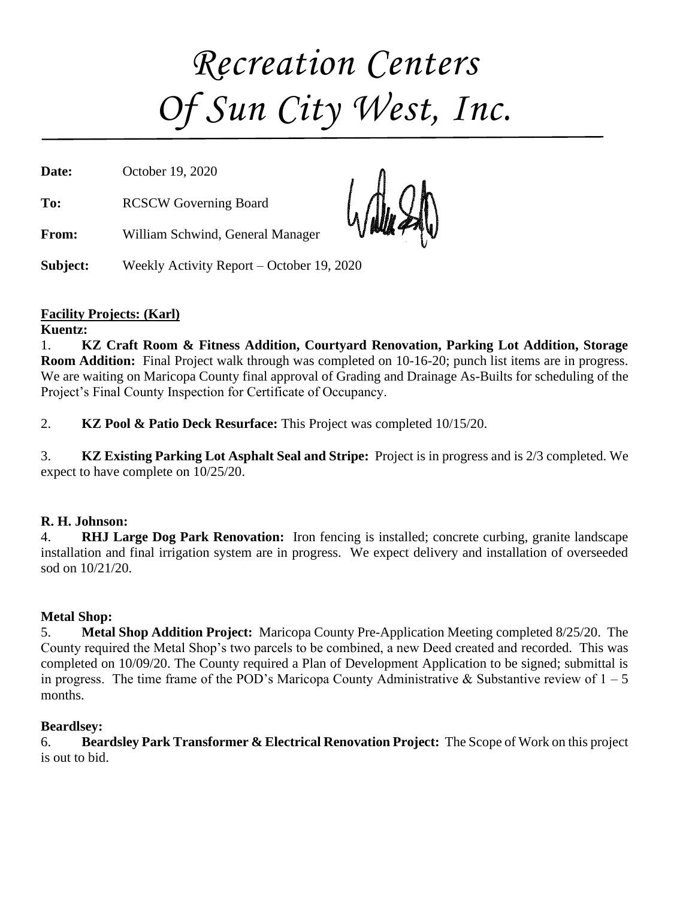# *Recreation Centers Of Sun City West, Inc.*

**Date:** October 19, 2020

**To:** RCSCW Governing Board

**From:** William Schwind, General Manager

**Subject:** Weekly Activity Report – October 19, 2020

## Facility Projects: (Karl)

**Kuentz:**

1. **KZ Craft Room & Fitness Addition, Courtyard Renovation, Parking Lot Addition, Storage Room Addition:** Final Project walk through was completed on 10-16-20; punch list items are in progress. We are waiting on Maricopa County final approval of Grading and Drainage As-Builts for scheduling of the Project's Final County Inspection for Certificate of Occupancy.

2. **KZ Pool & Patio Deck Resurface:** This Project was completed 10/15/20.

3. **KZ Existing Parking Lot Asphalt Seal and Stripe:** Project is in progress and is 2/3 completed. We expect to have complete on 10/25/20.

**R. H. Johnson:**

4. **RHJ Large Dog Park Renovation:** Iron fencing is installed; concrete curbing, granite landscape installation and final irrigation system are in progress. We expect delivery and installation of overseeded sod on 10/21/20.

**Metal Shop:**

5. **Metal Shop Addition Project:** Maricopa County Pre-Application Meeting completed 8/25/20. The County required the Metal Shop's two parcels to be combined, a new Deed created and recorded. This was completed on 10/09/20. The County required a Plan of Development Application to be signed; submittal is in progress. The time frame of the POD's Maricopa County Administrative & Substantive review of 1 – 5 months.

**Beardlsey:**

6. **Beardsley Park Transformer & Electrical Renovation Project:** The Scope of Work on this project is out to bid.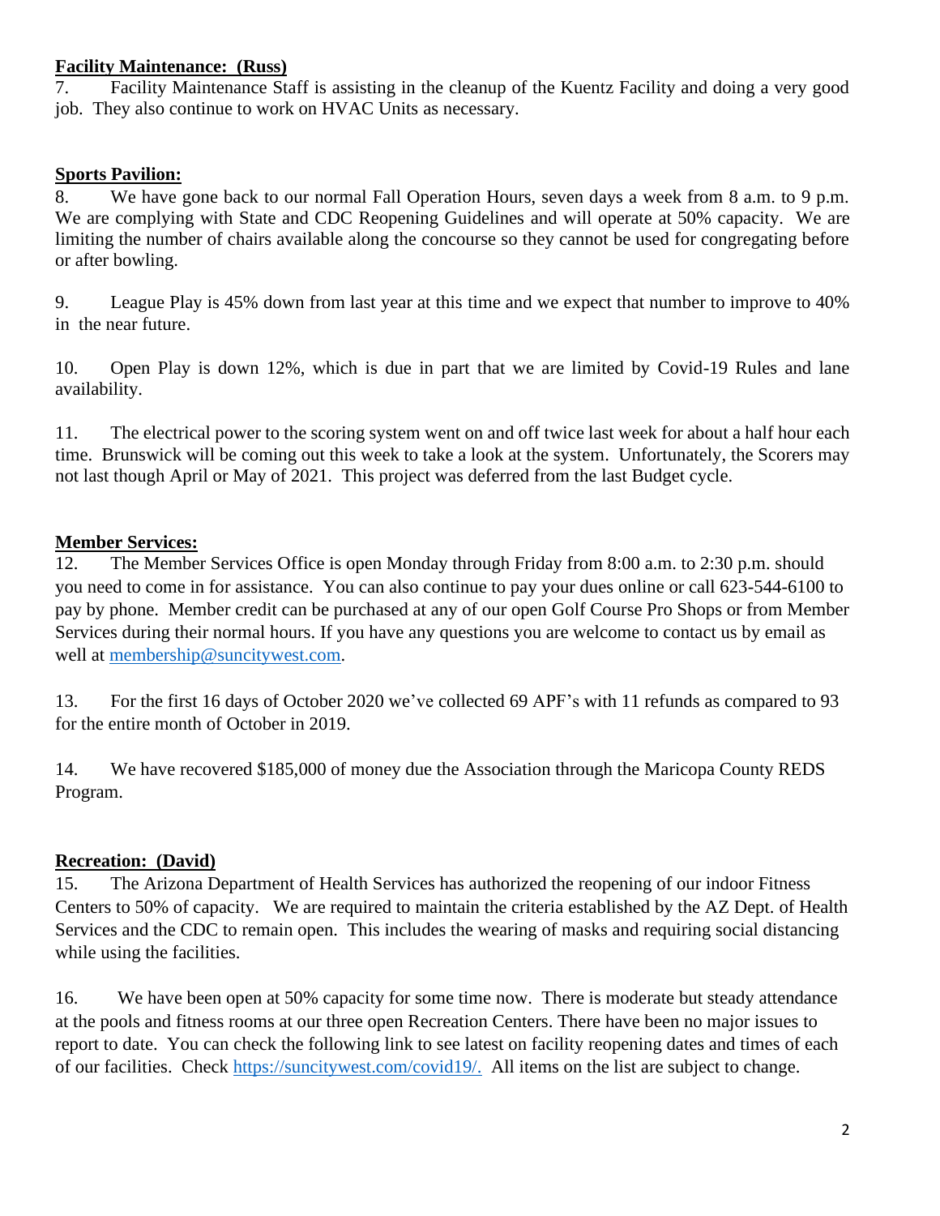**Facility Maintenance: (Russ)**

7. Facility Maintenance Staff is assisting in the cleanup of the Kuentz Facility and doing a very good job. They also continue to work on HVAC Units as necessary.

**Sports Pavilion:**

8. We have gone back to our normal Fall Operation Hours, seven days a week from 8 a.m. to 9 p.m. We are complying with State and CDC Reopening Guidelines and will operate at 50% capacity. We are limiting the number of chairs available along the concourse so they cannot be used for congregating before or after bowling.

9. League Play is 45% down from last year at this time and we expect that number to improve to 40% in the near future.

10. Open Play is down 12%, which is due in part that we are limited by Covid-19 Rules and lane availability.

11. The electrical power to the scoring system went on and off twice last week for about a half hour each time. Brunswick will be coming out this week to take a look at the system. Unfortunately, the Scorers may not last though April or May of 2021. This project was deferred from the last Budget cycle.

**Member Services:**

12. The Member Services Office is open Monday through Friday from 8:00 a.m. to 2:30 p.m. should you need to come in for assistance. You can also continue to pay your dues online or call 623-544-6100 to pay by phone. Member credit can be purchased at any of our open Golf Course Pro Shops or from Member Services during their normal hours. If you have any questions you are welcome to contact us by email as well at membership@suncitywest.com.

13. For the first 16 days of October 2020 we've collected 69 APF's with 11 refunds as compared to 93 for the entire month of October in 2019.

14. We have recovered $185,000 of money due the Association through the Maricopa County REDS Program.

**Recreation: (David)**

15. The Arizona Department of Health Services has authorized the reopening of our indoor Fitness Centers to 50% of capacity. We are required to maintain the criteria established by the AZ Dept. of Health Services and the CDC to remain open. This includes the wearing of masks and requiring social distancing while using the facilities.

16. We have been open at 50% capacity for some time now. There is moderate but steady attendance at the pools and fitness rooms at our three open Recreation Centers. There have been no major issues to report to date. You can check the following link to see latest on facility reopening dates and times of each of our facilities. Check https://suncitywest.com/covid19/. All items on the list are subject to change.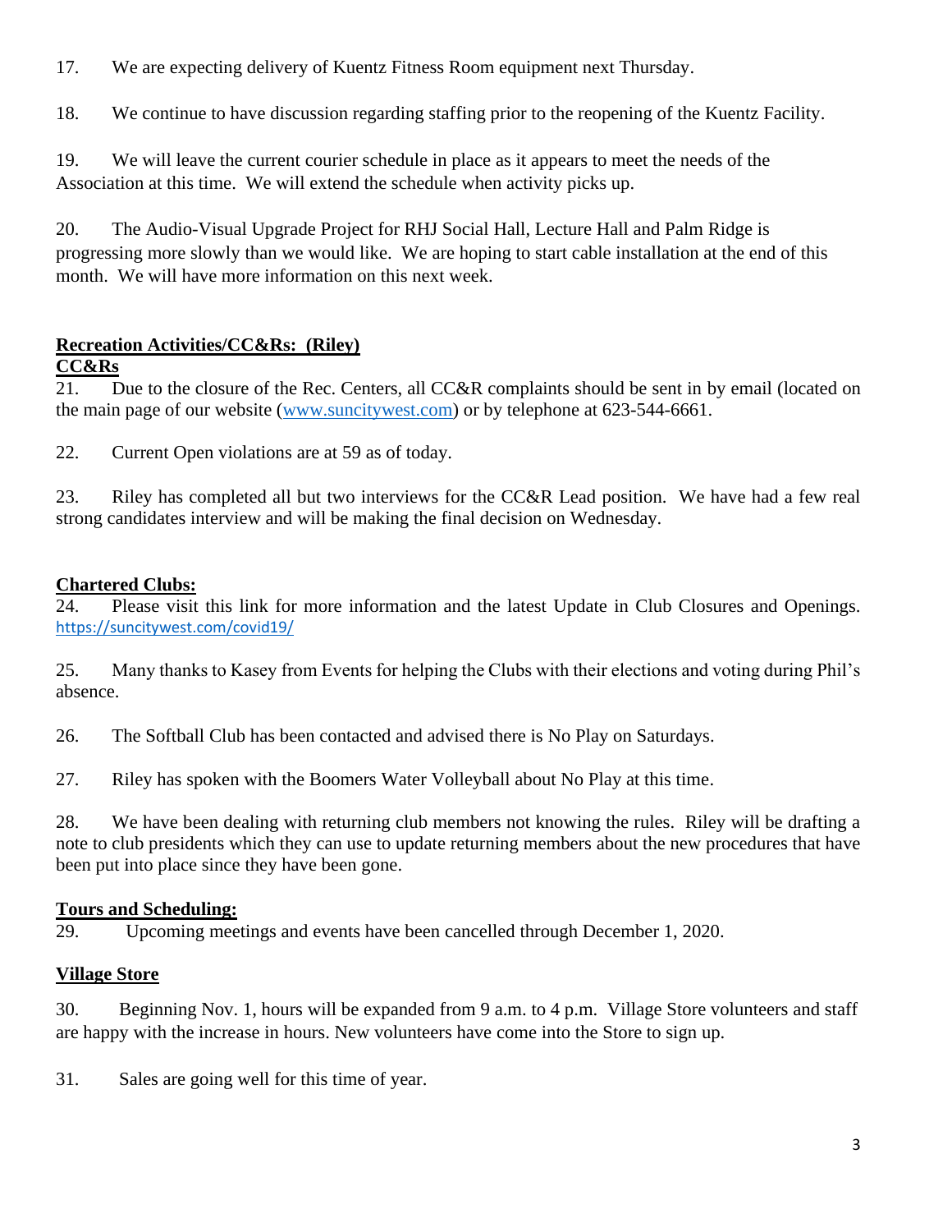17. We are expecting delivery of Kuentz Fitness Room equipment next Thursday.

18. We continue to have discussion regarding staffing prior to the reopening of the Kuentz Facility.

19. We will leave the current courier schedule in place as it appears to meet the needs of the Association at this time. We will extend the schedule when activity picks up.

20. The Audio-Visual Upgrade Project for RHJ Social Hall, Lecture Hall and Palm Ridge is progressing more slowly than we would like. We are hoping to start cable installation at the end of this month. We will have more information on this next week.

**Recreation Activities/CC&Rs: (Riley)**

**CC&Rs**

21. Due to the closure of the Rec. Centers, all CC&R complaints should be sent in by email (located on the main page of our website (www.suncitywest.com) or by telephone at 623-544-6661.

22. Current Open violations are at 59 as of today.

23. Riley has completed all but two interviews for the CC&R Lead position. We have had a few real strong candidates interview and will be making the final decision on Wednesday.

**Chartered Clubs:**

24. Please visit this link for more information and the latest Update in Club Closures and Openings. https://suncitywest.com/covid19/

25. Many thanks to Kasey from Events for helping the Clubs with their elections and voting during Phil's absence.

26. The Softball Club has been contacted and advised there is No Play on Saturdays.

27. Riley has spoken with the Boomers Water Volleyball about No Play at this time.

28. We have been dealing with returning club members not knowing the rules. Riley will be drafting a note to club presidents which they can use to update returning members about the new procedures that have been put into place since they have been gone.

**Tours and Scheduling:**

29. Upcoming meetings and events have been cancelled through December 1, 2020.

**Village Store**

30. Beginning Nov. 1, hours will be expanded from 9 a.m. to 4 p.m. Village Store volunteers and staff are happy with the increase in hours. New volunteers have come into the Store to sign up.

31. Sales are going well for this time of year.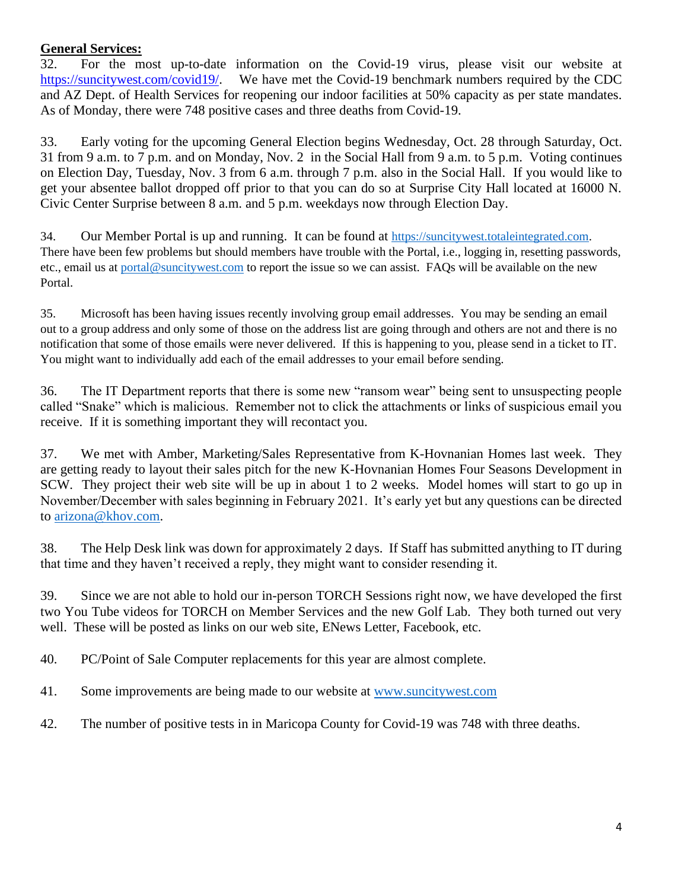**General Services:**

32. For the most up-to-date information on the Covid-19 virus, please visit our website at https://suncitywest.com/covid19/. We have met the Covid-19 benchmark numbers required by the CDC and AZ Dept. of Health Services for reopening our indoor facilities at 50% capacity as per state mandates. As of Monday, there were 748 positive cases and three deaths from Covid-19.

33. Early voting for the upcoming General Election begins Wednesday, Oct. 28 through Saturday, Oct. 31 from 9 a.m. to 7 p.m. and on Monday, Nov. 2 in the Social Hall from 9 a.m. to 5 p.m. Voting continues on Election Day, Tuesday, Nov. 3 from 6 a.m. through 7 p.m. also in the Social Hall. If you would like to get your absentee ballot dropped off prior to that you can do so at Surprise City Hall located at 16000 N. Civic Center Surprise between 8 a.m. and 5 p.m. weekdays now through Election Day.

34. Our Member Portal is up and running. It can be found at https://suncitywest.totaleintegrated.com. There have been few problems but should members have trouble with the Portal, i.e., logging in, resetting passwords, etc., email us at portal@suncitywest.com to report the issue so we can assist. FAQs will be available on the new Portal.

35. Microsoft has been having issues recently involving group email addresses. You may be sending an email out to a group address and only some of those on the address list are going through and others are not and there is no notification that some of those emails were never delivered. If this is happening to you, please send in a ticket to IT. You might want to individually add each of the email addresses to your email before sending.

36. The IT Department reports that there is some new "ransom wear" being sent to unsuspecting people called "Snake" which is malicious. Remember not to click the attachments or links of suspicious email you receive. If it is something important they will recontact you.

37. We met with Amber, Marketing/Sales Representative from K-Hovnanian Homes last week. They are getting ready to layout their sales pitch for the new K-Hovnanian Homes Four Seasons Development in SCW. They project their web site will be up in about 1 to 2 weeks. Model homes will start to go up in November/December with sales beginning in February 2021. It's early yet but any questions can be directed to arizona@khov.com.

38. The Help Desk link was down for approximately 2 days. If Staff has submitted anything to IT during that time and they haven't received a reply, they might want to consider resending it.

39. Since we are not able to hold our in-person TORCH Sessions right now, we have developed the first two You Tube videos for TORCH on Member Services and the new Golf Lab. They both turned out very well. These will be posted as links on our web site, ENews Letter, Facebook, etc.

40. PC/Point of Sale Computer replacements for this year are almost complete.

41. Some improvements are being made to our website at www.suncitywest.com

42. The number of positive tests in in Maricopa County for Covid-19 was 748 with three deaths.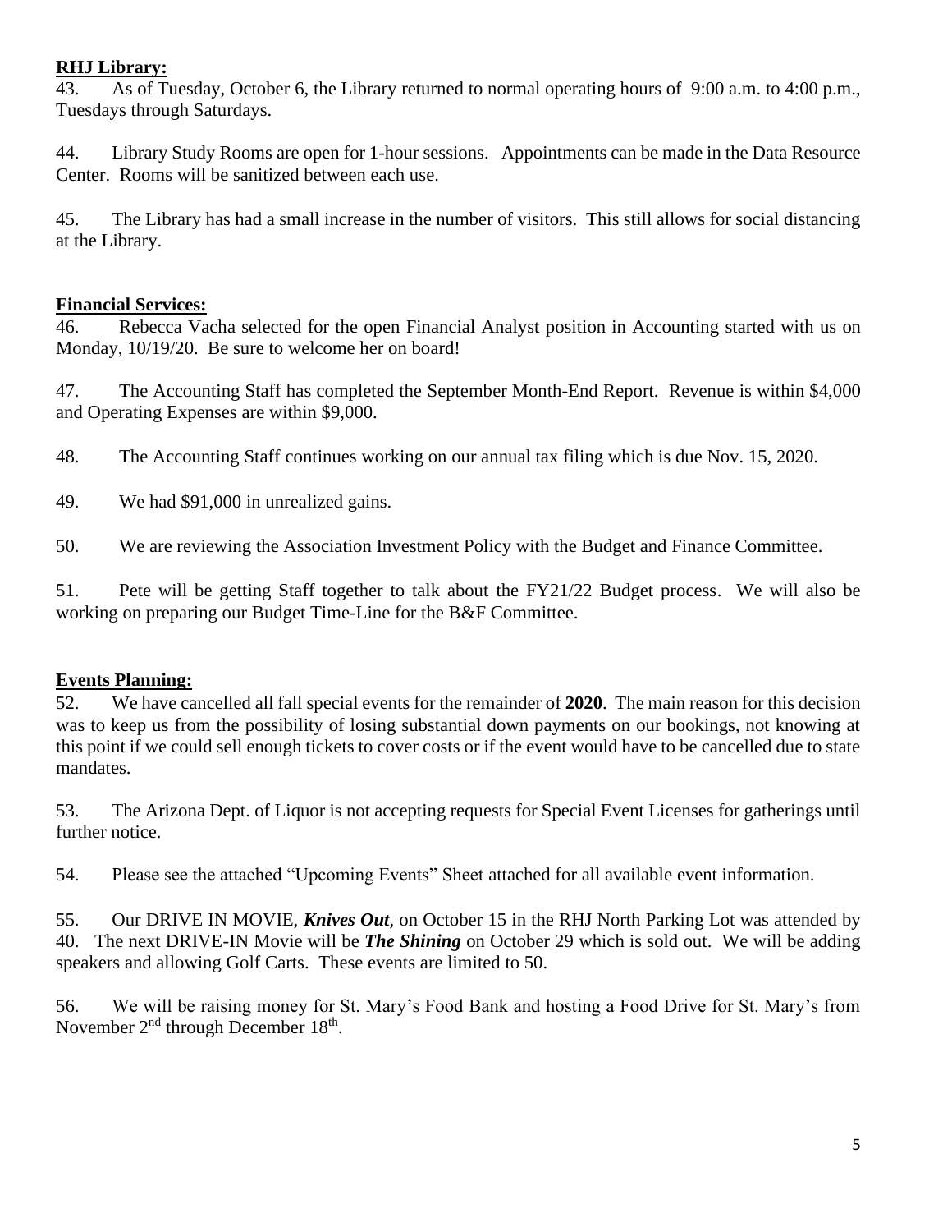**RHJ Library:**

43. As of Tuesday, October 6, the Library returned to normal operating hours of 9:00 a.m. to 4:00 p.m., Tuesdays through Saturdays.

44. Library Study Rooms are open for 1-hour sessions. Appointments can be made in the Data Resource Center. Rooms will be sanitized between each use.

45. The Library has had a small increase in the number of visitors. This still allows for social distancing at the Library.

**Financial Services:**

46. Rebecca Vacha selected for the open Financial Analyst position in Accounting started with us on Monday, 10/19/20. Be sure to welcome her on board!

47. The Accounting Staff has completed the September Month-End Report. Revenue is within $4,000 and Operating Expenses are within $9,000.

48. The Accounting Staff continues working on our annual tax filing which is due Nov. 15, 2020.

49. We had $91,000 in unrealized gains.

50. We are reviewing the Association Investment Policy with the Budget and Finance Committee.

51. Pete will be getting Staff together to talk about the FY21/22 Budget process. We will also be working on preparing our Budget Time-Line for the B&F Committee.

**Events Planning:**

52. We have cancelled all fall special events for the remainder of **2020**. The main reason for this decision was to keep us from the possibility of losing substantial down payments on our bookings, not knowing at this point if we could sell enough tickets to cover costs or if the event would have to be cancelled due to state mandates.

53. The Arizona Dept. of Liquor is not accepting requests for Special Event Licenses for gatherings until further notice.

54. Please see the attached "Upcoming Events" Sheet attached for all available event information.

55. Our DRIVE IN MOVIE, ***Knives Out***, on October 15 in the RHJ North Parking Lot was attended by 40. The next DRIVE-IN Movie will be ***The Shining*** on October 29 which is sold out. We will be adding speakers and allowing Golf Carts. These events are limited to 50.

56. We will be raising money for St. Mary's Food Bank and hosting a Food Drive for St. Mary's from November 2nd through December 18th.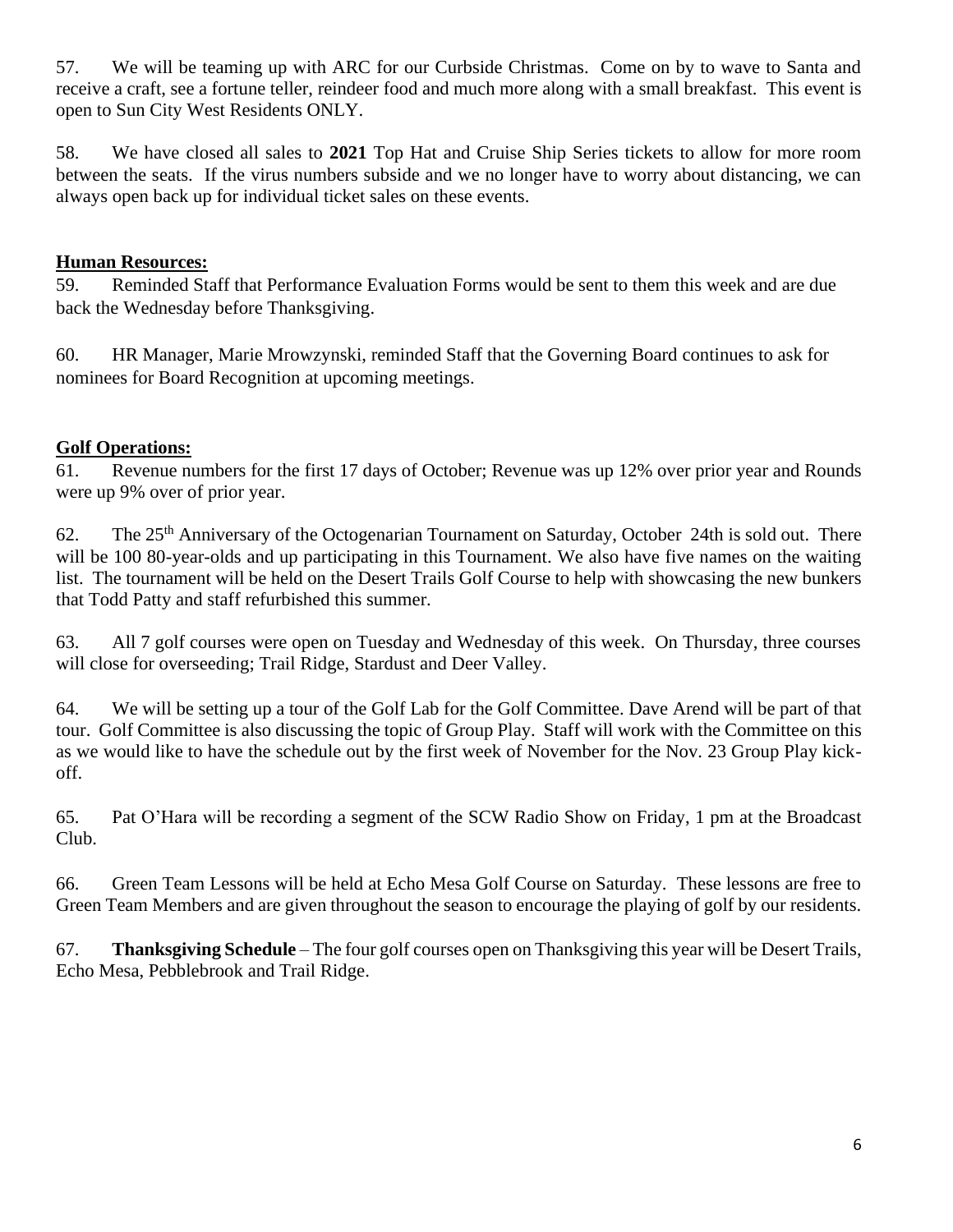57. We will be teaming up with ARC for our Curbside Christmas. Come on by to wave to Santa and receive a craft, see a fortune teller, reindeer food and much more along with a small breakfast. This event is open to Sun City West Residents ONLY.

58. We have closed all sales to **2021** Top Hat and Cruise Ship Series tickets to allow for more room between the seats. If the virus numbers subside and we no longer have to worry about distancing, we can always open back up for individual ticket sales on these events.

**Human Resources:**

59. Reminded Staff that Performance Evaluation Forms would be sent to them this week and are due back the Wednesday before Thanksgiving.

60. HR Manager, Marie Mrowzynski, reminded Staff that the Governing Board continues to ask for nominees for Board Recognition at upcoming meetings.

**Golf Operations:**

61. Revenue numbers for the first 17 days of October; Revenue was up 12% over prior year and Rounds were up 9% over of prior year.

62. The 25th Anniversary of the Octogenarian Tournament on Saturday, October 24th is sold out. There will be 100 80-year-olds and up participating in this Tournament. We also have five names on the waiting list. The tournament will be held on the Desert Trails Golf Course to help with showcasing the new bunkers that Todd Patty and staff refurbished this summer.

63. All 7 golf courses were open on Tuesday and Wednesday of this week. On Thursday, three courses will close for overseeding; Trail Ridge, Stardust and Deer Valley.

64. We will be setting up a tour of the Golf Lab for the Golf Committee. Dave Arend will be part of that tour. Golf Committee is also discussing the topic of Group Play. Staff will work with the Committee on this as we would like to have the schedule out by the first week of November for the Nov. 23 Group Play kick-off.

65. Pat O'Hara will be recording a segment of the SCW Radio Show on Friday, 1 pm at the Broadcast Club.

66. Green Team Lessons will be held at Echo Mesa Golf Course on Saturday. These lessons are free to Green Team Members and are given throughout the season to encourage the playing of golf by our residents.

67. **Thanksgiving Schedule** – The four golf courses open on Thanksgiving this year will be Desert Trails, Echo Mesa, Pebblebrook and Trail Ridge.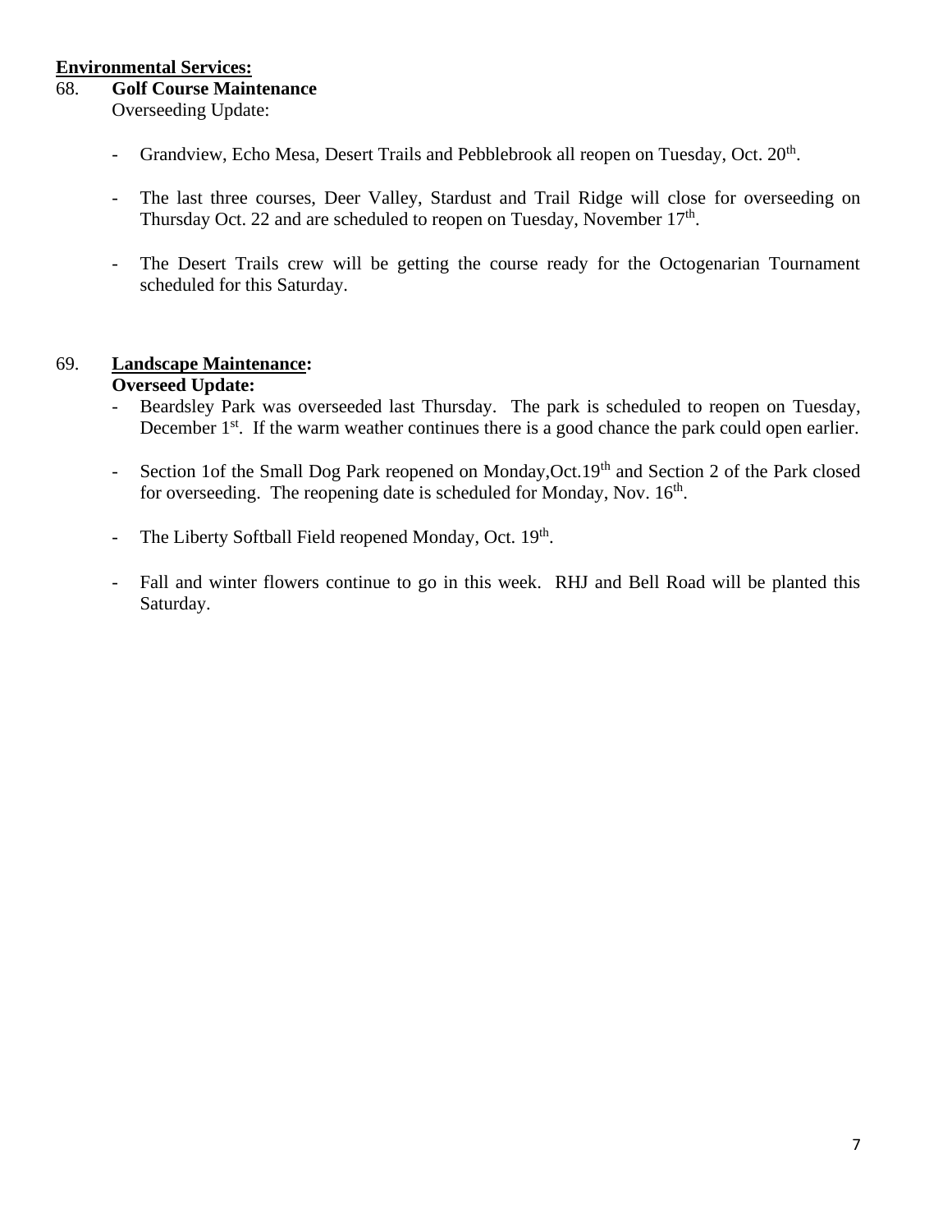**Environmental Services:**

68. **Golf Course Maintenance**

Overseeding Update:

- Grandview, Echo Mesa, Desert Trails and Pebblebrook all reopen on Tuesday, Oct. 20th.

- The last three courses, Deer Valley, Stardust and Trail Ridge will close for overseeding on Thursday Oct. 22 and are scheduled to reopen on Tuesday, November 17th.

- The Desert Trails crew will be getting the course ready for the Octogenarian Tournament scheduled for this Saturday.

69. **Landscape Maintenance:**

**Overseed Update:**

- Beardsley Park was overseeded last Thursday. The park is scheduled to reopen on Tuesday, December 1st. If the warm weather continues there is a good chance the park could open earlier.

- Section 1of the Small Dog Park reopened on Monday,Oct.19th and Section 2 of the Park closed for overseeding. The reopening date is scheduled for Monday, Nov. 16th.

- The Liberty Softball Field reopened Monday, Oct. 19th.

- Fall and winter flowers continue to go in this week. RHJ and Bell Road will be planted this Saturday.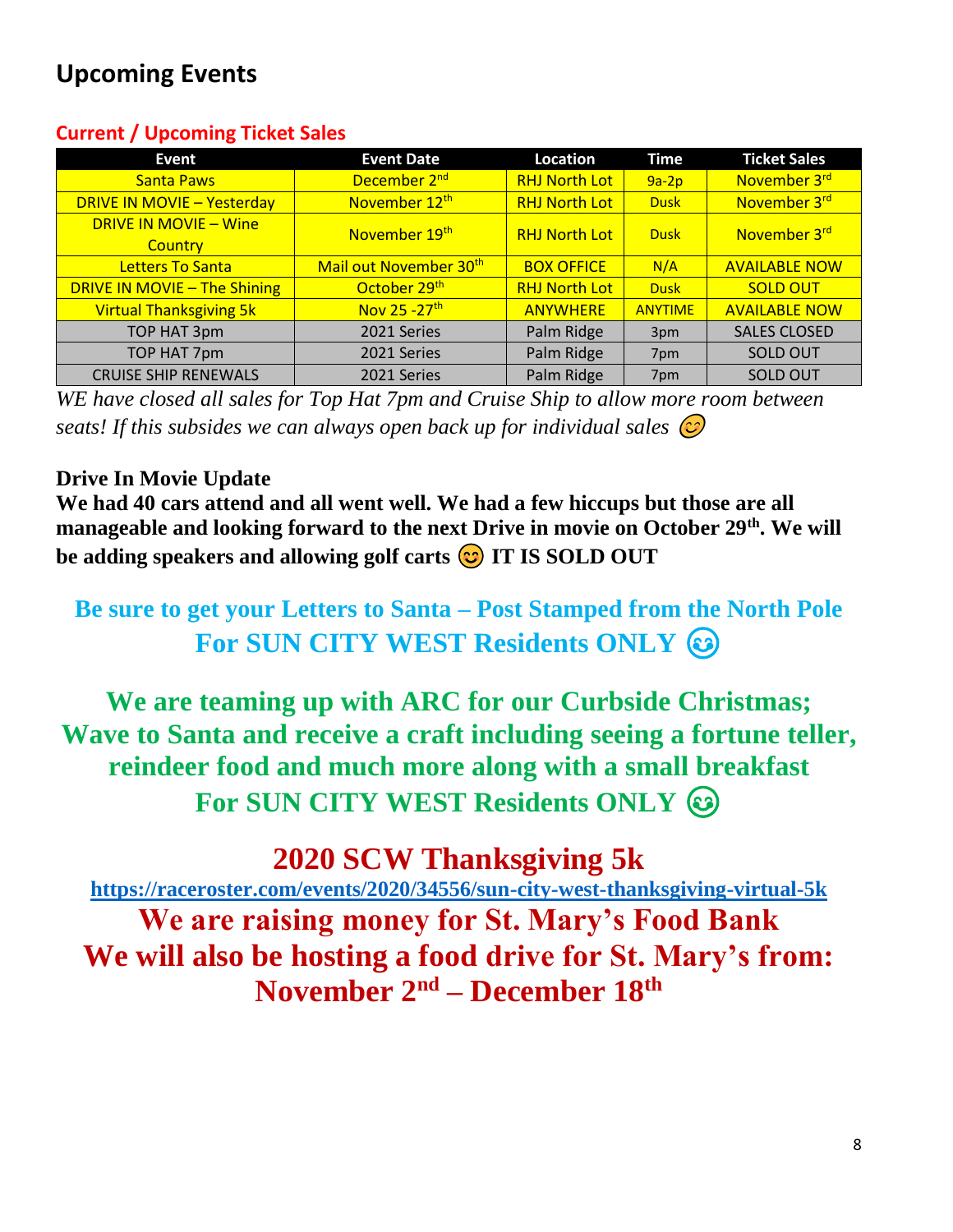## Upcoming Events

### Current / Upcoming Ticket Sales

| Event | Event Date | Location | Time | Ticket Sales |
|---|---|---|---|---|
| Santa Paws | December 2nd | RHJ North Lot | 9a-2p | November 3rd |
| DRIVE IN MOVIE – Yesterday | November 12th | RHJ North Lot | Dusk | November 3rd |
| DRIVE IN MOVIE – Wine Country | November 19th | RHJ North Lot | Dusk | November 3rd |
| Letters To Santa | Mail out November 30th | BOX OFFICE | N/A | AVAILABLE NOW |
| DRIVE IN MOVIE – The Shining | October 29th | RHJ North Lot | Dusk | SOLD OUT |
| Virtual Thanksgiving 5k | Nov 25 -27th | ANYWHERE | ANYTIME | AVAILABLE NOW |
| TOP HAT 3pm | 2021 Series | Palm Ridge | 3pm | SALES CLOSED |
| TOP HAT 7pm | 2021 Series | Palm Ridge | 7pm | SOLD OUT |
| CRUISE SHIP RENEWALS | 2021 Series | Palm Ridge | 7pm | SOLD OUT |

*WE have closed all sales for Top Hat 7pm and Cruise Ship to allow more room between seats! If this subsides we can always open back up for individual sales* 😊

**Drive In Movie Update**

**We had 40 cars attend and all went well. We had a few hiccups but those are all manageable and looking forward to the next Drive in movie on October 29th. We will be adding speakers and allowing golf carts 😊 IT IS SOLD OUT**

**Be sure to get your Letters to Santa – Post Stamped from the North Pole**
**For SUN CITY WEST Residents ONLY 😊**

**We are teaming up with ARC for our Curbside Christmas; Wave to Santa and receive a craft including seeing a fortune teller, reindeer food and much more along with a small breakfast**
**For SUN CITY WEST Residents ONLY 😊**

## 2020 SCW Thanksgiving 5k

https://raceroster.com/events/2020/34556/sun-city-west-thanksgiving-virtual-5k

**We are raising money for St. Mary's Food Bank**
**We will also be hosting a food drive for St. Mary's from: November 2nd – December 18th**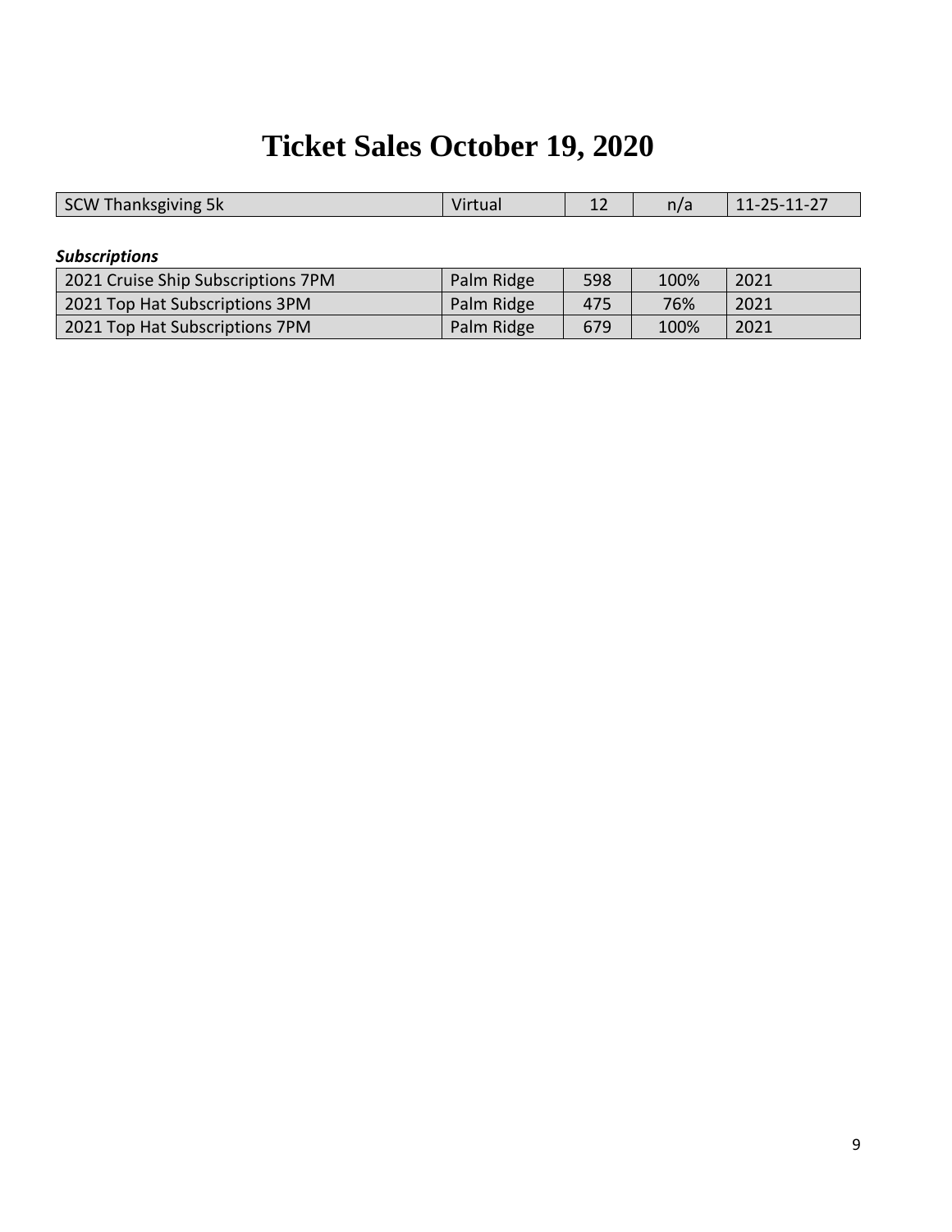# Ticket Sales October 19, 2020

| | | | | |
|---|---|---|---|---|
| SCW Thanksgiving 5k | Virtual | 12 | n/a | 11-25-11-27 |

***Subscriptions***

| | | | | |
|---|---|---|---|---|
| 2021 Cruise Ship Subscriptions 7PM | Palm Ridge | 598 | 100% | 2021 |
| 2021 Top Hat Subscriptions 3PM | Palm Ridge | 475 | 76% | 2021 |
| 2021 Top Hat Subscriptions 7PM | Palm Ridge | 679 | 100% | 2021 |